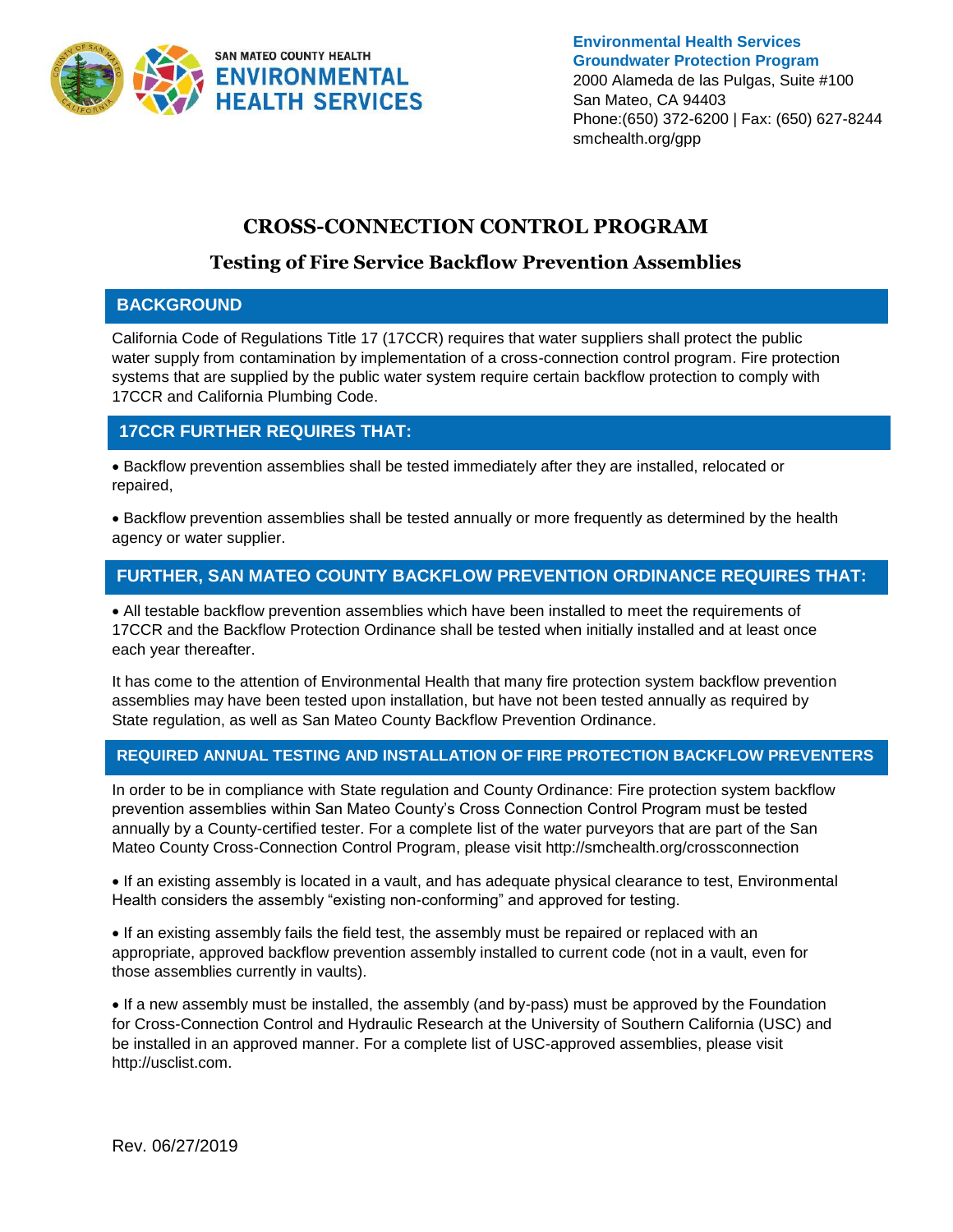SAN MATEO COUNTY HEALTH
**ENVIRONMENTAL HEALTH SERVICES**

**Environmental Health Services**
**Groundwater Protection Program**
2000 Alameda de las Pulgas, Suite #100
San Mateo, CA 94403
Phone:(650) 372-6200 | Fax: (650) 627-8244
smchealth.org/gpp

# CROSS-CONNECTION CONTROL PROGRAM

## Testing of Fire Service Backflow Prevention Assemblies

### BACKGROUND

California Code of Regulations Title 17 (17CCR) requires that water suppliers shall protect the public water supply from contamination by implementation of a cross-connection control program. Fire protection systems that are supplied by the public water system require certain backflow protection to comply with 17CCR and California Plumbing Code.

### 17CCR FURTHER REQUIRES THAT:

- Backflow prevention assemblies shall be tested immediately after they are installed, relocated or repaired,
- Backflow prevention assemblies shall be tested annually or more frequently as determined by the health agency or water supplier.

### FURTHER, SAN MATEO COUNTY BACKFLOW PREVENTION ORDINANCE REQUIRES THAT:

- All testable backflow prevention assemblies which have been installed to meet the requirements of 17CCR and the Backflow Protection Ordinance shall be tested when initially installed and at least once each year thereafter.

It has come to the attention of Environmental Health that many fire protection system backflow prevention assemblies may have been tested upon installation, but have not been tested annually as required by State regulation, as well as San Mateo County Backflow Prevention Ordinance.

### REQUIRED ANNUAL TESTING AND INSTALLATION OF FIRE PROTECTION BACKFLOW PREVENTERS

In order to be in compliance with State regulation and County Ordinance: Fire protection system backflow prevention assemblies within San Mateo County's Cross Connection Control Program must be tested annually by a County-certified tester. For a complete list of the water purveyors that are part of the San Mateo County Cross-Connection Control Program, please visit http://smchealth.org/crossconnection

- If an existing assembly is located in a vault, and has adequate physical clearance to test, Environmental Health considers the assembly "existing non-conforming" and approved for testing.
- If an existing assembly fails the field test, the assembly must be repaired or replaced with an appropriate, approved backflow prevention assembly installed to current code (not in a vault, even for those assemblies currently in vaults).
- If a new assembly must be installed, the assembly (and by-pass) must be approved by the Foundation for Cross-Connection Control and Hydraulic Research at the University of Southern California (USC) and be installed in an approved manner. For a complete list of USC-approved assemblies, please visit http://usclist.com.

Rev. 06/27/2019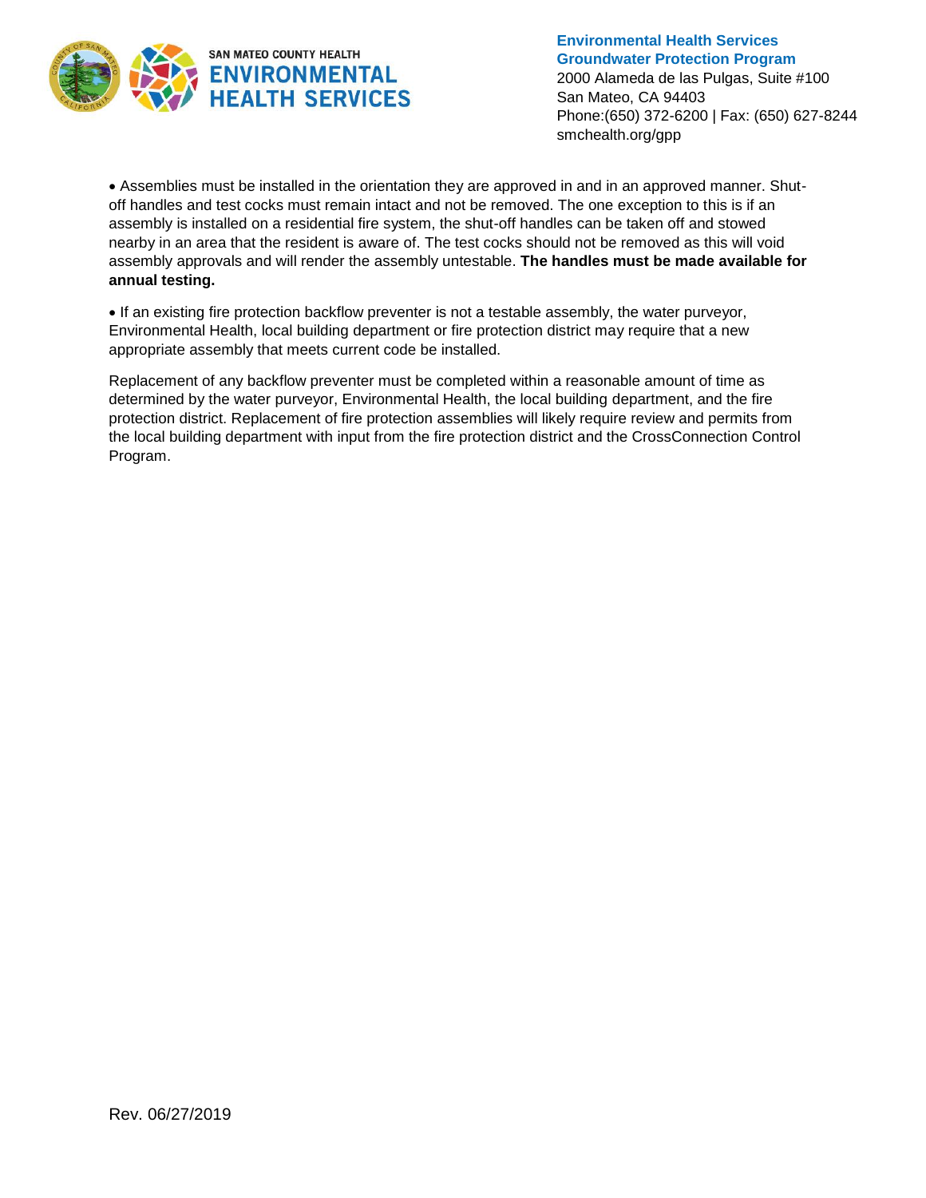- Assemblies must be installed in the orientation they are approved in and in an approved manner. Shut-off handles and test cocks must remain intact and not be removed. The one exception to this is if an assembly is installed on a residential fire system, the shut-off handles can be taken off and stowed nearby in an area that the resident is aware of. The test cocks should not be removed as this will void assembly approvals and will render the assembly untestable. **The handles must be made available for annual testing.**

- If an existing fire protection backflow preventer is not a testable assembly, the water purveyor, Environmental Health, local building department or fire protection district may require that a new appropriate assembly that meets current code be installed.

Replacement of any backflow preventer must be completed within a reasonable amount of time as determined by the water purveyor, Environmental Health, the local building department, and the fire protection district. Replacement of fire protection assemblies will likely require review and permits from the local building department with input from the fire protection district and the CrossConnection Control Program.

Rev. 06/27/2019